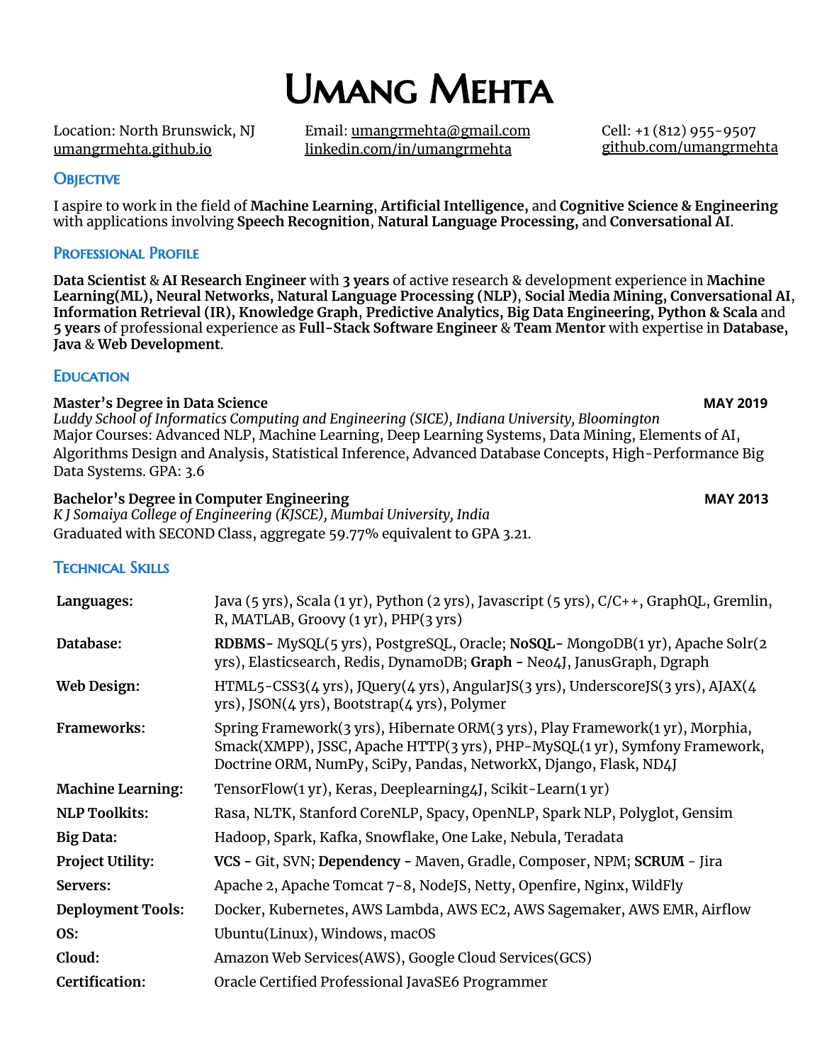# Umang Mehta

Location: North Brunswick, NJ
umangrmehta.github.io

Email: umangrmehta@gmail.com
linkedin.com/in/umangrmehta

Cell: +1 (812) 955-9507
github.com/umangrmehta

## Objective

I aspire to work in the field of **Machine Learning**, **Artificial Intelligence,** and **Cognitive Science & Engineering** with applications involving **Speech Recognition**, **Natural Language Processing,** and **Conversational AI**.

## Professional Profile

**Data Scientist** & **AI Research Engineer** with **3 years** of active research & development experience in **Machine Learning(ML), Neural Networks, Natural Language Processing (NLP)**, **Social Media Mining, Conversational AI**, **Information Retrieval (IR), Knowledge Graph**, **Predictive Analytics, Big Data Engineering, Python & Scala** and **5 years** of professional experience as **Full-Stack Software Engineer** & **Team Mentor** with expertise in **Database, Java** & **Web Development**.

## Education

**Master's Degree in Data Science** **MAY 2019**
*Luddy School of Informatics Computing and Engineering (SICE), Indiana University, Bloomington*
Major Courses: Advanced NLP, Machine Learning, Deep Learning Systems, Data Mining, Elements of AI, Algorithms Design and Analysis, Statistical Inference, Advanced Database Concepts, High-Performance Big Data Systems. GPA: 3.6

**Bachelor's Degree in Computer Engineering** **MAY 2013**
*K J Somaiya College of Engineering (KJSCE), Mumbai University, India*
Graduated with SECOND Class, aggregate 59.77% equivalent to GPA 3.21.

## Technical Skills

| | |
|---|---|
| **Languages:** | Java (5 yrs), Scala (1 yr), Python (2 yrs), Javascript (5 yrs), C/C++, GraphQL, Gremlin, R, MATLAB, Groovy (1 yr), PHP(3 yrs) |
| **Database:** | **RDBMS**- MySQL(5 yrs), PostgreSQL, Oracle; **NoSQL**- MongoDB(1 yr), Apache Solr(2 yrs), Elasticsearch, Redis, DynamoDB; **Graph** - Neo4J, JanusGraph, Dgraph |
| **Web Design:** | HTML5-CSS3(4 yrs), JQuery(4 yrs), AngularJS(3 yrs), UnderscoreJS(3 yrs), AJAX(4 yrs), JSON(4 yrs), Bootstrap(4 yrs), Polymer |
| **Frameworks:** | Spring Framework(3 yrs), Hibernate ORM(3 yrs), Play Framework(1 yr), Morphia, Smack(XMPP), JSSC, Apache HTTP(3 yrs), PHP-MySQL(1 yr), Symfony Framework, Doctrine ORM, NumPy, SciPy, Pandas, NetworkX, Django, Flask, ND4J |
| **Machine Learning:** | TensorFlow(1 yr), Keras, Deeplearning4J, Scikit-Learn(1 yr) |
| **NLP Toolkits:** | Rasa, NLTK, Stanford CoreNLP, Spacy, OpenNLP, Spark NLP, Polyglot, Gensim |
| **Big Data:** | Hadoop, Spark, Kafka, Snowflake, One Lake, Nebula, Teradata |
| **Project Utility:** | **VCS** - Git, SVN; **Dependency** - Maven, Gradle, Composer, NPM; **SCRUM** - Jira |
| **Servers:** | Apache 2, Apache Tomcat 7-8, NodeJS, Netty, Openfire, Nginx, WildFly |
| **Deployment Tools:** | Docker, Kubernetes, AWS Lambda, AWS EC2, AWS Sagemaker, AWS EMR, Airflow |
| **OS:** | Ubuntu(Linux), Windows, macOS |
| **Cloud:** | Amazon Web Services(AWS), Google Cloud Services(GCS) |
| **Certification:** | Oracle Certified Professional JavaSE6 Programmer |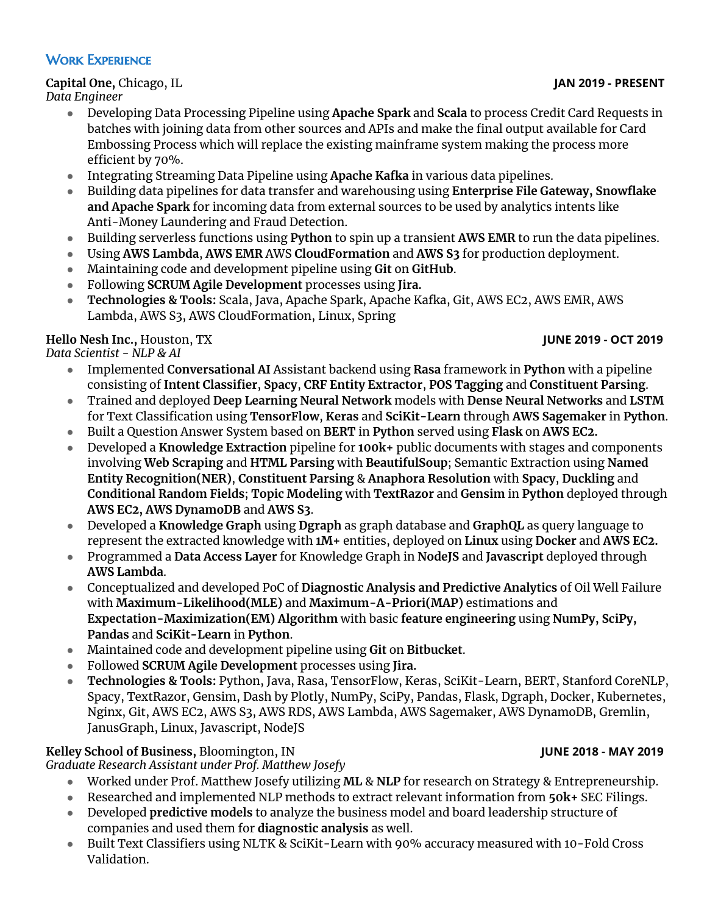## Work Experience

**Capital One,** Chicago, IL **JAN 2019 - PRESENT**
*Data Engineer*

- Developing Data Processing Pipeline using **Apache Spark** and **Scala** to process Credit Card Requests in batches with joining data from other sources and APIs and make the final output available for Card Embossing Process which will replace the existing mainframe system making the process more efficient by 70%.
- Integrating Streaming Data Pipeline using **Apache Kafka** in various data pipelines.
- Building data pipelines for data transfer and warehousing using **Enterprise File Gateway, Snowflake and Apache Spark** for incoming data from external sources to be used by analytics intents like Anti-Money Laundering and Fraud Detection.
- Building serverless functions using **Python** to spin up a transient **AWS EMR** to run the data pipelines.
- Using **AWS Lambda**, **AWS EMR** AWS **CloudFormation** and **AWS S3** for production deployment.
- Maintaining code and development pipeline using **Git** on **GitHub**.
- Following **SCRUM Agile Development** processes using **Jira.**
- **Technologies & Tools:** Scala, Java, Apache Spark, Apache Kafka, Git, AWS EC2, AWS EMR, AWS Lambda, AWS S3, AWS CloudFormation, Linux, Spring

**Hello Nesh Inc.,** Houston, TX **JUNE 2019 - OCT 2019**
*Data Scientist - NLP & AI*

- Implemented **Conversational AI** Assistant backend using **Rasa** framework in **Python** with a pipeline consisting of **Intent Classifier**, **Spacy**, **CRF Entity Extractor**, **POS Tagging** and **Constituent Parsing**.
- Trained and deployed **Deep Learning Neural Network** models with **Dense Neural Networks** and **LSTM** for Text Classification using **TensorFlow**, **Keras** and **SciKit-Learn** through **AWS Sagemaker** in **Python**.
- Built a Question Answer System based on **BERT** in **Python** served using **Flask** on **AWS EC2.**
- Developed a **Knowledge Extraction** pipeline for **100k+** public documents with stages and components involving **Web Scraping** and **HTML Parsing** with **BeautifulSoup**; Semantic Extraction using **Named Entity Recognition(NER)**, **Constituent Parsing** & **Anaphora Resolution** with **Spacy**, **Duckling** and **Conditional Random Fields**; **Topic Modeling** with **TextRazor** and **Gensim** in **Python** deployed through **AWS EC2, AWS DynamoDB** and **AWS S3**.
- Developed a **Knowledge Graph** using **Dgraph** as graph database and **GraphQL** as query language to represent the extracted knowledge with **1M+** entities, deployed on **Linux** using **Docker** and **AWS EC2.**
- Programmed a **Data Access Layer** for Knowledge Graph in **NodeJS** and **Javascript** deployed through **AWS Lambda**.
- Conceptualized and developed PoC of **Diagnostic Analysis and Predictive Analytics** of Oil Well Failure with **Maximum-Likelihood(MLE)** and **Maximum-A-Priori(MAP)** estimations and **Expectation-Maximization(EM) Algorithm** with basic **feature engineering** using **NumPy, SciPy, Pandas** and **SciKit-Learn** in **Python**.
- Maintained code and development pipeline using **Git** on **Bitbucket**.
- Followed **SCRUM Agile Development** processes using **Jira.**
- **Technologies & Tools:** Python, Java, Rasa, TensorFlow, Keras, SciKit-Learn, BERT, Stanford CoreNLP, Spacy, TextRazor, Gensim, Dash by Plotly, NumPy, SciPy, Pandas, Flask, Dgraph, Docker, Kubernetes, Nginx, Git, AWS EC2, AWS S3, AWS RDS, AWS Lambda, AWS Sagemaker, AWS DynamoDB, Gremlin, JanusGraph, Linux, Javascript, NodeJS

**Kelley School of Business,** Bloomington, IN **JUNE 2018 - MAY 2019**
*Graduate Research Assistant under Prof. Matthew Josefy*

- Worked under Prof. Matthew Josefy utilizing **ML** & **NLP** for research on Strategy & Entrepreneurship.
- Researched and implemented NLP methods to extract relevant information from **50k+** SEC Filings.
- Developed **predictive models** to analyze the business model and board leadership structure of companies and used them for **diagnostic analysis** as well.
- Built Text Classifiers using NLTK & SciKit-Learn with 90% accuracy measured with 10-Fold Cross Validation.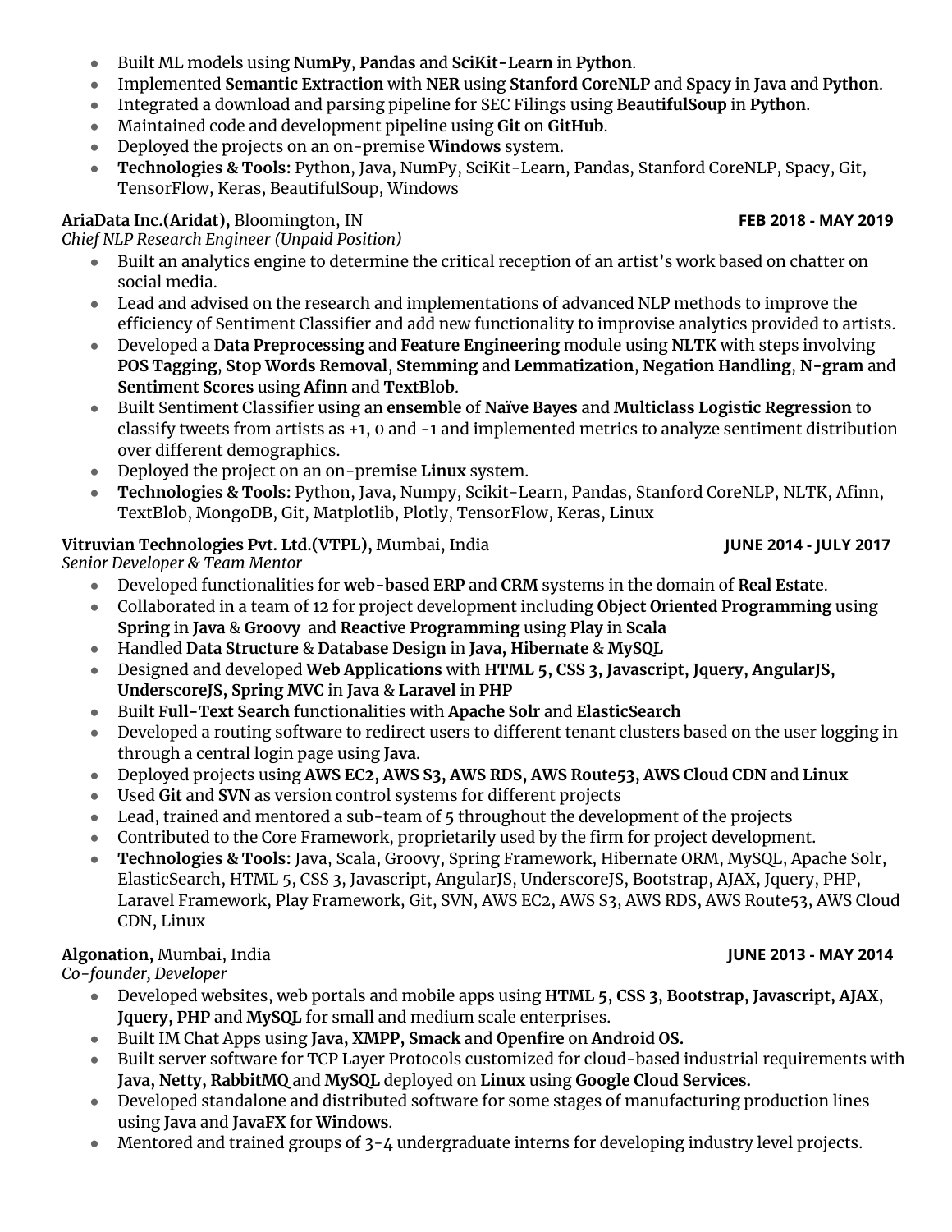- Built ML models using **NumPy**, **Pandas** and **SciKit-Learn** in **Python**.
- Implemented **Semantic Extraction** with **NER** using **Stanford CoreNLP** and **Spacy** in **Java** and **Python**.
- Integrated a download and parsing pipeline for SEC Filings using **BeautifulSoup** in **Python**.
- Maintained code and development pipeline using **Git** on **GitHub**.
- Deployed the projects on an on-premise **Windows** system.
- **Technologies & Tools:** Python, Java, NumPy, SciKit-Learn, Pandas, Stanford CoreNLP, Spacy, Git, TensorFlow, Keras, BeautifulSoup, Windows

**AriaData Inc.(Aridat),** Bloomington, IN **FEB 2018 - MAY 2019**
*Chief NLP Research Engineer (Unpaid Position)*

- Built an analytics engine to determine the critical reception of an artist's work based on chatter on social media.
- Lead and advised on the research and implementations of advanced NLP methods to improve the efficiency of Sentiment Classifier and add new functionality to improvise analytics provided to artists.
- Developed a **Data Preprocessing** and **Feature Engineering** module using **NLTK** with steps involving **POS Tagging**, **Stop Words Removal**, **Stemming** and **Lemmatization**, **Negation Handling**, **N-gram** and **Sentiment Scores** using **Afinn** and **TextBlob**.
- Built Sentiment Classifier using an **ensemble** of **Naïve Bayes** and **Multiclass Logistic Regression** to classify tweets from artists as +1, 0 and -1 and implemented metrics to analyze sentiment distribution over different demographics.
- Deployed the project on an on-premise **Linux** system.
- **Technologies & Tools:** Python, Java, Numpy, Scikit-Learn, Pandas, Stanford CoreNLP, NLTK, Afinn, TextBlob, MongoDB, Git, Matplotlib, Plotly, TensorFlow, Keras, Linux

**Vitruvian Technologies Pvt. Ltd.(VTPL),** Mumbai, India **JUNE 2014 - JULY 2017**
*Senior Developer & Team Mentor*

- Developed functionalities for **web-based ERP** and **CRM** systems in the domain of **Real Estate**.
- Collaborated in a team of 12 for project development including **Object Oriented Programming** using **Spring** in **Java** & **Groovy** and **Reactive Programming** using **Play** in **Scala**
- Handled **Data Structure** & **Database Design** in **Java, Hibernate** & **MySQL**
- Designed and developed **Web Applications** with **HTML 5, CSS 3, Javascript, Jquery, AngularJS, UnderscoreJS, Spring MVC** in **Java** & **Laravel** in **PHP**
- Built **Full-Text Search** functionalities with **Apache Solr** and **ElasticSearch**
- Developed a routing software to redirect users to different tenant clusters based on the user logging in through a central login page using **Java**.
- Deployed projects using **AWS EC2, AWS S3, AWS RDS, AWS Route53, AWS Cloud CDN** and **Linux**
- Used **Git** and **SVN** as version control systems for different projects
- Lead, trained and mentored a sub-team of 5 throughout the development of the projects
- Contributed to the Core Framework, proprietarily used by the firm for project development.
- **Technologies & Tools:** Java, Scala, Groovy, Spring Framework, Hibernate ORM, MySQL, Apache Solr, ElasticSearch, HTML 5, CSS 3, Javascript, AngularJS, UnderscoreJS, Bootstrap, AJAX, Jquery, PHP, Laravel Framework, Play Framework, Git, SVN, AWS EC2, AWS S3, AWS RDS, AWS Route53, AWS Cloud CDN, Linux

**Algonation,** Mumbai, India **JUNE 2013 - MAY 2014**
*Co-founder, Developer*

- Developed websites, web portals and mobile apps using **HTML 5, CSS 3, Bootstrap, Javascript, AJAX, Jquery, PHP** and **MySQL** for small and medium scale enterprises.
- Built IM Chat Apps using **Java, XMPP, Smack** and **Openfire** on **Android OS.**
- Built server software for TCP Layer Protocols customized for cloud-based industrial requirements with **Java, Netty, RabbitMQ** and **MySQL** deployed on **Linux** using **Google Cloud Services.**
- Developed standalone and distributed software for some stages of manufacturing production lines using **Java** and **JavaFX** for **Windows**.
- Mentored and trained groups of 3-4 undergraduate interns for developing industry level projects.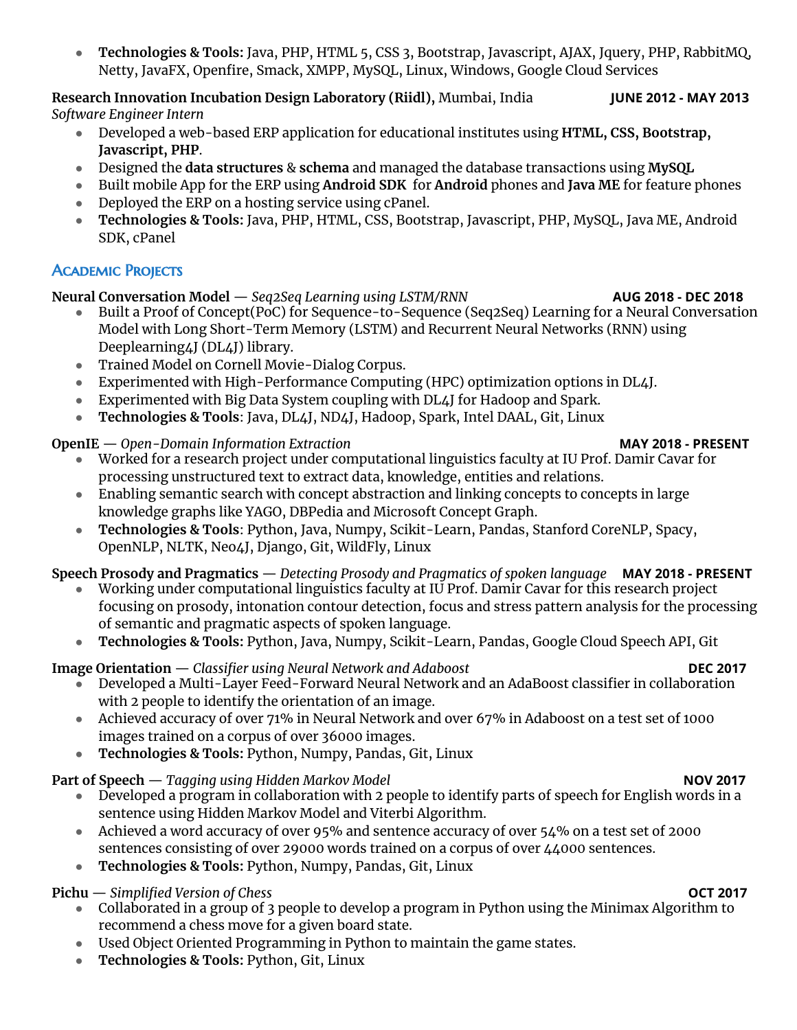- **Technologies & Tools:** Java, PHP, HTML 5, CSS 3, Bootstrap, Javascript, AJAX, Jquery, PHP, RabbitMQ, Netty, JavaFX, Openfire, Smack, XMPP, MySQL, Linux, Windows, Google Cloud Services

**Research Innovation Incubation Design Laboratory (Riidl),** Mumbai, India **JUNE 2012 - MAY 2013**
*Software Engineer Intern*

- Developed a web-based ERP application for educational institutes using **HTML, CSS, Bootstrap, Javascript, PHP**.
- Designed the **data structures** & **schema** and managed the database transactions using **MySQL**
- Built mobile App for the ERP using **Android SDK** for **Android** phones and **Java ME** for feature phones
- Deployed the ERP on a hosting service using cPanel.
- **Technologies & Tools:** Java, PHP, HTML, CSS, Bootstrap, Javascript, PHP, MySQL, Java ME, Android SDK, cPanel

## Academic Projects

**Neural Conversation Model** — *Seq2Seq Learning using LSTM/RNN* **AUG 2018 - DEC 2018**

- Built a Proof of Concept(PoC) for Sequence-to-Sequence (Seq2Seq) Learning for a Neural Conversation Model with Long Short-Term Memory (LSTM) and Recurrent Neural Networks (RNN) using Deeplearning4J (DL4J) library.
- Trained Model on Cornell Movie-Dialog Corpus.
- Experimented with High-Performance Computing (HPC) optimization options in DL4J.
- Experimented with Big Data System coupling with DL4J for Hadoop and Spark.
- **Technologies & Tools**: Java, DL4J, ND4J, Hadoop, Spark, Intel DAAL, Git, Linux

**OpenIE** — *Open-Domain Information Extraction* **MAY 2018 - PRESENT**

- Worked for a research project under computational linguistics faculty at IU Prof. Damir Cavar for processing unstructured text to extract data, knowledge, entities and relations.
- Enabling semantic search with concept abstraction and linking concepts to concepts in large knowledge graphs like YAGO, DBPedia and Microsoft Concept Graph.
- **Technologies & Tools**: Python, Java, Numpy, Scikit-Learn, Pandas, Stanford CoreNLP, Spacy, OpenNLP, NLTK, Neo4J, Django, Git, WildFly, Linux

**Speech Prosody and Pragmatics** — *Detecting Prosody and Pragmatics of spoken language* **MAY 2018 - PRESENT**

- Working under computational linguistics faculty at IU Prof. Damir Cavar for this research project focusing on prosody, intonation contour detection, focus and stress pattern analysis for the processing of semantic and pragmatic aspects of spoken language.
- **Technologies & Tools:** Python, Java, Numpy, Scikit-Learn, Pandas, Google Cloud Speech API, Git

**Image Orientation** — *Classifier using Neural Network and Adaboost* **DEC 2017**

- Developed a Multi-Layer Feed-Forward Neural Network and an AdaBoost classifier in collaboration with 2 people to identify the orientation of an image.
- Achieved accuracy of over 71% in Neural Network and over 67% in Adaboost on a test set of 1000 images trained on a corpus of over 36000 images.
- **Technologies & Tools:** Python, Numpy, Pandas, Git, Linux

**Part of Speech** — *Tagging using Hidden Markov Model* **NOV 2017**

- Developed a program in collaboration with 2 people to identify parts of speech for English words in a sentence using Hidden Markov Model and Viterbi Algorithm.
- Achieved a word accuracy of over 95% and sentence accuracy of over 54% on a test set of 2000 sentences consisting of over 29000 words trained on a corpus of over 44000 sentences.
- **Technologies & Tools:** Python, Numpy, Pandas, Git, Linux

**Pichu** — *Simplified Version of Chess* **OCT 2017**

- Collaborated in a group of 3 people to develop a program in Python using the Minimax Algorithm to recommend a chess move for a given board state.
- Used Object Oriented Programming in Python to maintain the game states.
- **Technologies & Tools:** Python, Git, Linux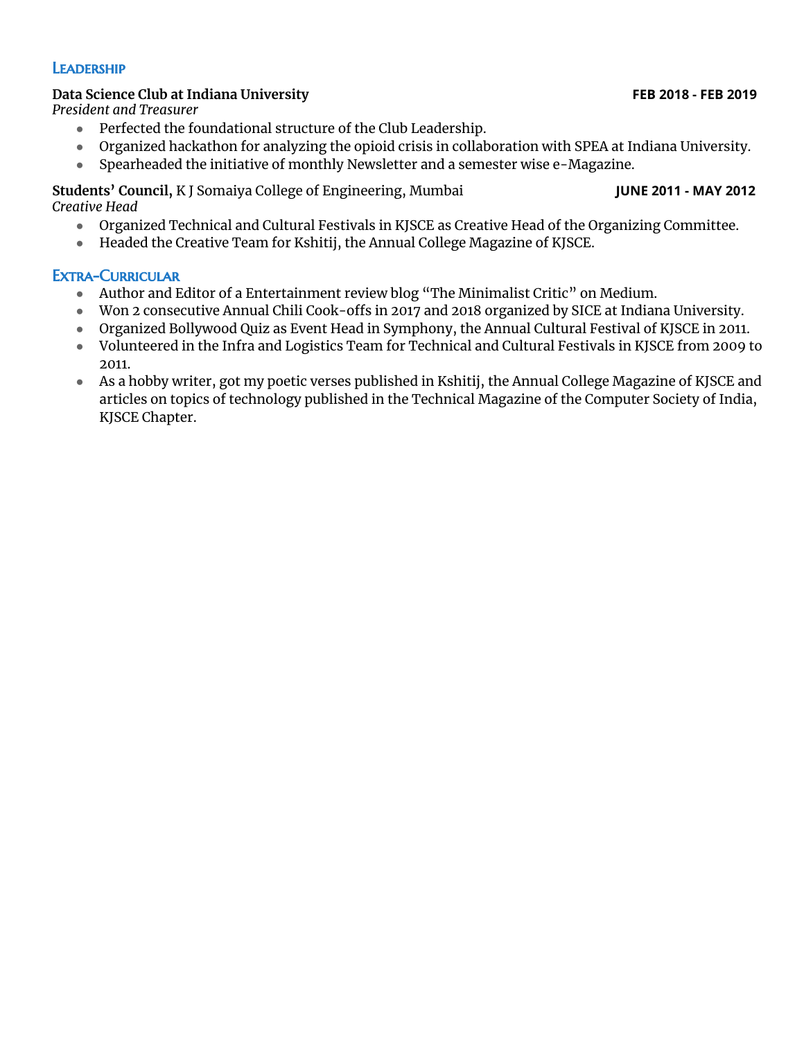## Leadership

**Data Science Club at Indiana University** **FEB 2018 - FEB 2019**
*President and Treasurer*

- Perfected the foundational structure of the Club Leadership.
- Organized hackathon for analyzing the opioid crisis in collaboration with SPEA at Indiana University.
- Spearheaded the initiative of monthly Newsletter and a semester wise e-Magazine.

**Students' Council,** K J Somaiya College of Engineering, Mumbai **JUNE 2011 - MAY 2012**
*Creative Head*

- Organized Technical and Cultural Festivals in KJSCE as Creative Head of the Organizing Committee.
- Headed the Creative Team for Kshitij, the Annual College Magazine of KJSCE.

## Extra-Curricular

- Author and Editor of a Entertainment review blog "The Minimalist Critic" on Medium.
- Won 2 consecutive Annual Chili Cook-offs in 2017 and 2018 organized by SICE at Indiana University.
- Organized Bollywood Quiz as Event Head in Symphony, the Annual Cultural Festival of KJSCE in 2011.
- Volunteered in the Infra and Logistics Team for Technical and Cultural Festivals in KJSCE from 2009 to 2011.
- As a hobby writer, got my poetic verses published in Kshitij, the Annual College Magazine of KJSCE and articles on topics of technology published in the Technical Magazine of the Computer Society of India, KJSCE Chapter.